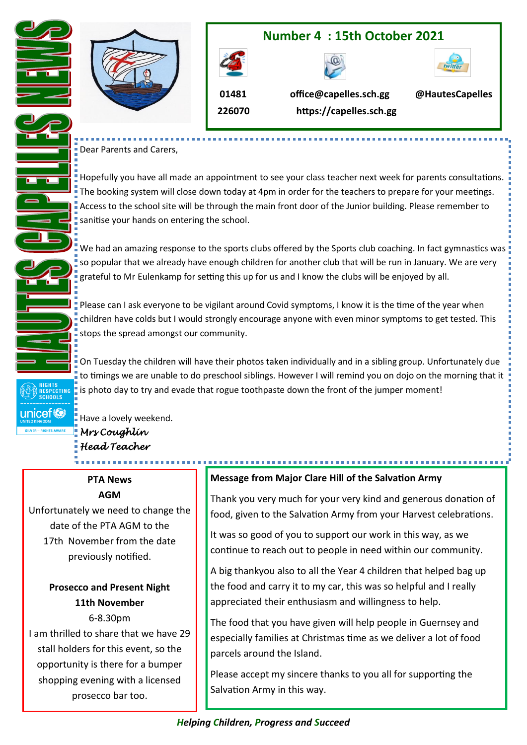# HAUTES CAPELLES NEWS

## Number 4 : 15th October 2021

01481 226070

office@capelles.sch.gg

https://capelles.sch.gg

@HautesCapelles

Dear Parents and Carers,

Hopefully you have all made an appointment to see your class teacher next week for parents consultations. The booking system will close down today at 4pm in order for the teachers to prepare for your meetings. Access to the school site will be through the main front door of the Junior building. Please remember to sanitise your hands on entering the school.

We had an amazing response to the sports clubs offered by the Sports club coaching. In fact gymnastics was so popular that we already have enough children for another club that will be run in January. We are very grateful to Mr Eulenkamp for setting this up for us and I know the clubs will be enjoyed by all.

Please can I ask everyone to be vigilant around Covid symptoms, I know it is the time of the year when children have colds but I would strongly encourage anyone with even minor symptoms to get tested. This stops the spread amongst our community.

On Tuesday the children will have their photos taken individually and in a sibling group. Unfortunately due to timings we are unable to do preschool siblings. However I will remind you on dojo on the morning that it is photo day to try and evade that rogue toothpaste down the front of the jumper moment!

Have a lovely weekend.

*Mrs Coughlin*
*Head Teacher*

Rights Respecting Schools — unicef United Kingdom — Silver – Rights Aware

### PTA News

**AGM**

Unfortunately we need to change the date of the PTA AGM to the 17th November from the date previously notified.

**Prosecco and Present Night**
**11th November**

6-8.30pm

I am thrilled to share that we have 29 stall holders for this event, so the opportunity is there for a bumper shopping evening with a licensed prosecco bar too.

### Message from Major Clare Hill of the Salvation Army

Thank you very much for your very kind and generous donation of food, given to the Salvation Army from your Harvest celebrations.

It was so good of you to support our work in this way, as we continue to reach out to people in need within our community.

A big thankyou also to all the Year 4 children that helped bag up the food and carry it to my car, this was so helpful and I really appreciated their enthusiasm and willingness to help.

The food that you have given will help people in Guernsey and especially families at Christmas time as we deliver a lot of food parcels around the Island.

Please accept my sincere thanks to you all for supporting the Salvation Army in this way.

***Helping Children, Progress and Succeed***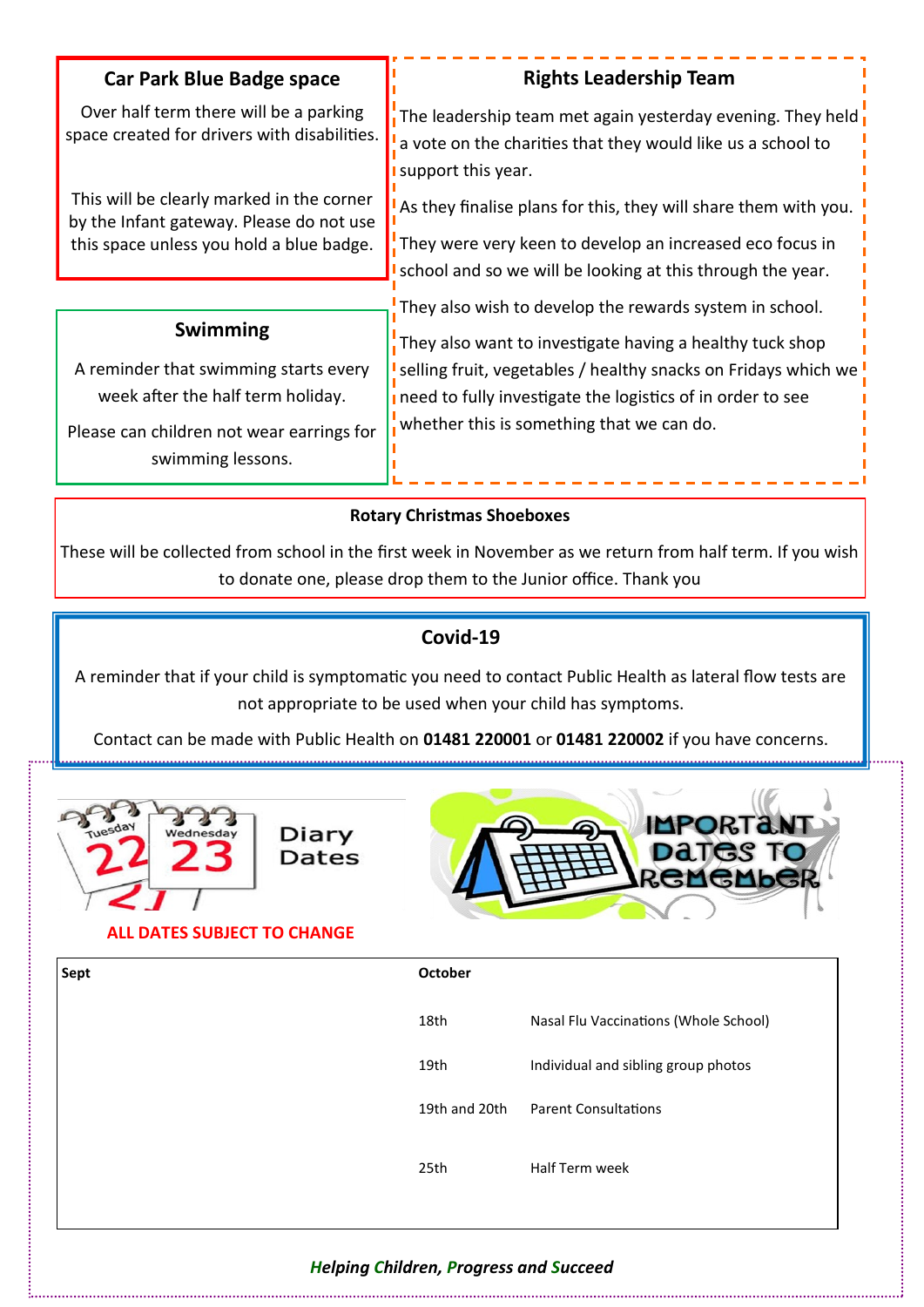## Car Park Blue Badge space

Over half term there will be a parking space created for drivers with disabilities.

This will be clearly marked in the corner by the Infant gateway. Please do not use this space unless you hold a blue badge.

## Swimming

A reminder that swimming starts every week after the half term holiday.

Please can children not wear earrings for swimming lessons.

## Rights Leadership Team

The leadership team met again yesterday evening. They held a vote on the charities that they would like us a school to support this year.

As they finalise plans for this, they will share them with you.

They were very keen to develop an increased eco focus in school and so we will be looking at this through the year.

They also wish to develop the rewards system in school.

They also want to investigate having a healthy tuck shop selling fruit, vegetables / healthy snacks on Fridays which we need to fully investigate the logistics of in order to see whether this is something that we can do.

## Rotary Christmas Shoeboxes

These will be collected from school in the first week in November as we return from half term. If you wish to donate one, please drop them to the Junior office. Thank you

## Covid-19

A reminder that if your child is symptomatic you need to contact Public Health as lateral flow tests are not appropriate to be used when your child has symptoms.

Contact can be made with Public Health on **01481 220001** or **01481 220002** if you have concerns.

## Diary Dates

IMPORTANT DATES TO REMEMBER

**ALL DATES SUBJECT TO CHANGE**

| Sept | October | |
|---|---|---|
| | 18th | Nasal Flu Vaccinations (Whole School) |
| | 19th | Individual and sibling group photos |
| | 19th and 20th | Parent Consultations |
| | 25th | Half Term week |

***Helping Children, Progress and Succeed***